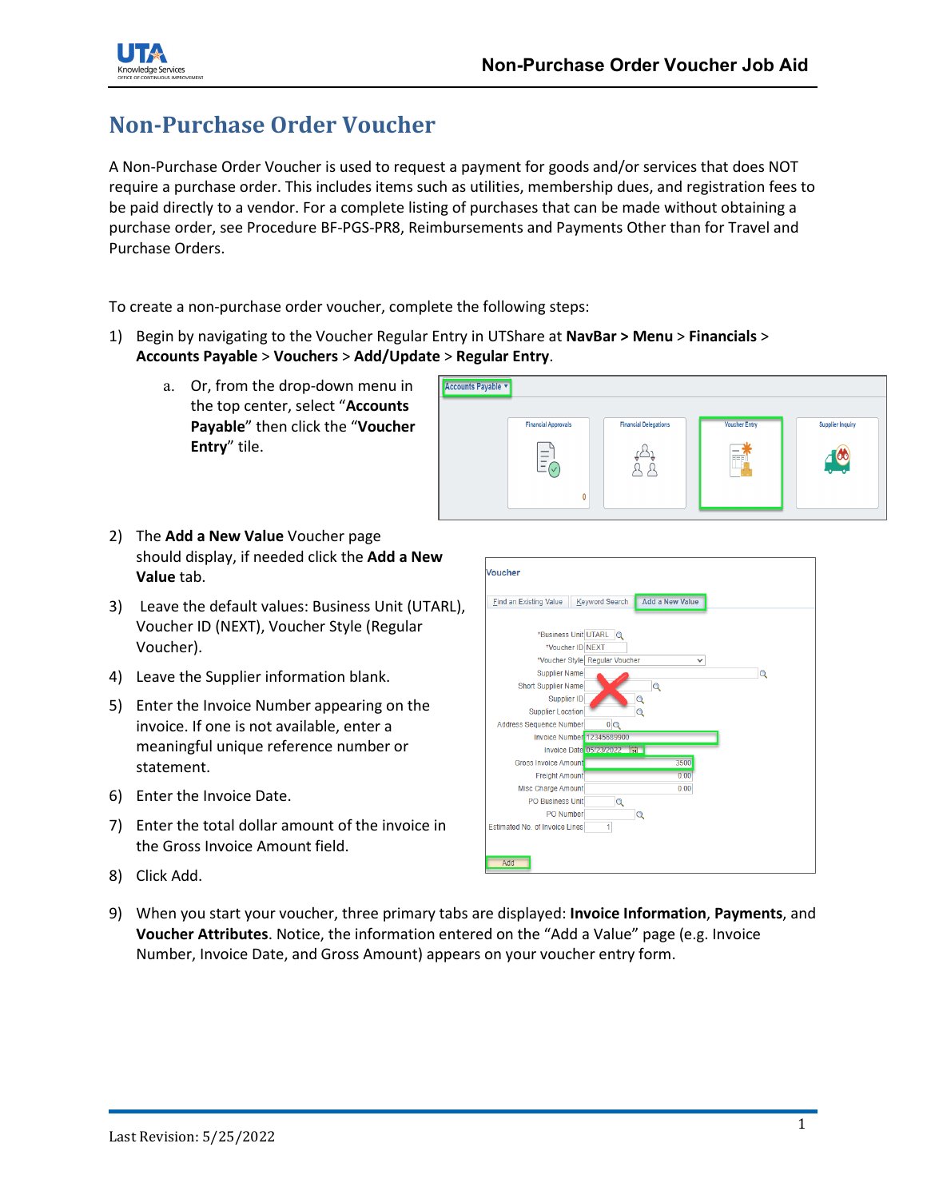# Non-Purchase Order Voucher

A Non-Purchase Order Voucher is used to request a payment for goods and/or services that does NOT require a purchase order. This includes items such as utilities, membership dues, and registration fees to be paid directly to a vendor. For a complete listing of purchases that can be made without obtaining a purchase order, see Procedure BF-PGS-PR8, Reimbursements and Payments Other than for Travel and Purchase Orders.

To create a non-purchase order voucher, complete the following steps:

1) Begin by navigating to the Voucher Regular Entry in UTShare at **NavBar > Menu** > **Financials** > **Accounts Payable** > **Vouchers** > **Add/Update** > **Regular Entry**.
   a. Or, from the drop-down menu in the top center, select "**Accounts Payable**" then click the "**Voucher Entry**" tile.
2) The **Add a New Value** Voucher page should display, if needed click the **Add a New Value** tab.
3) Leave the default values: Business Unit (UTARL), Voucher ID (NEXT), Voucher Style (Regular Voucher).
4) Leave the Supplier information blank.
5) Enter the Invoice Number appearing on the invoice. If one is not available, enter a meaningful unique reference number or statement.
6) Enter the Invoice Date.
7) Enter the total dollar amount of the invoice in the Gross Invoice Amount field.
8) Click Add.
9) When you start your voucher, three primary tabs are displayed: **Invoice Information**, **Payments**, and **Voucher Attributes**. Notice, the information entered on the "Add a Value" page (e.g. Invoice Number, Invoice Date, and Gross Amount) appears on your voucher entry form.

Last Revision: 5/25/2022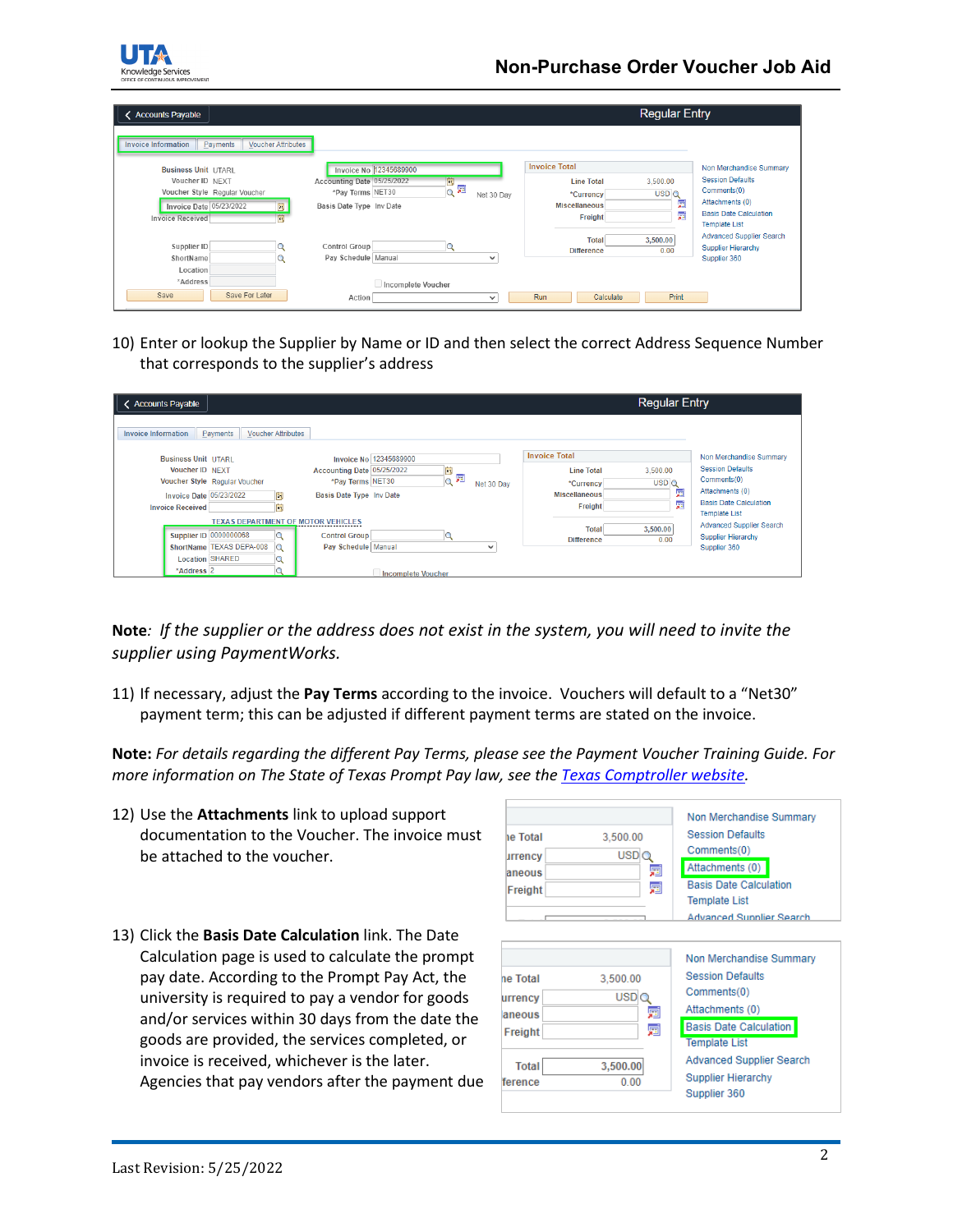10) Enter or lookup the Supplier by Name or ID and then select the correct Address Sequence Number that corresponds to the supplier's address

**Note**: *If the supplier or the address does not exist in the system, you will need to invite the supplier using PaymentWorks.*

11) If necessary, adjust the **Pay Terms** according to the invoice. Vouchers will default to a "Net30" payment term; this can be adjusted if different payment terms are stated on the invoice.

**Note:** *For details regarding the different Pay Terms, please see the Payment Voucher Training Guide. For more information on The State of Texas Prompt Pay law, see the [Texas Comptroller website](#).*

12) Use the **Attachments** link to upload support documentation to the Voucher. The invoice must be attached to the voucher.

13) Click the **Basis Date Calculation** link. The Date Calculation page is used to calculate the prompt pay date. According to the Prompt Pay Act, the university is required to pay a vendor for goods and/or services within 30 days from the date the goods are provided, the services completed, or invoice is received, whichever is the later. Agencies that pay vendors after the payment due

Last Revision: 5/25/2022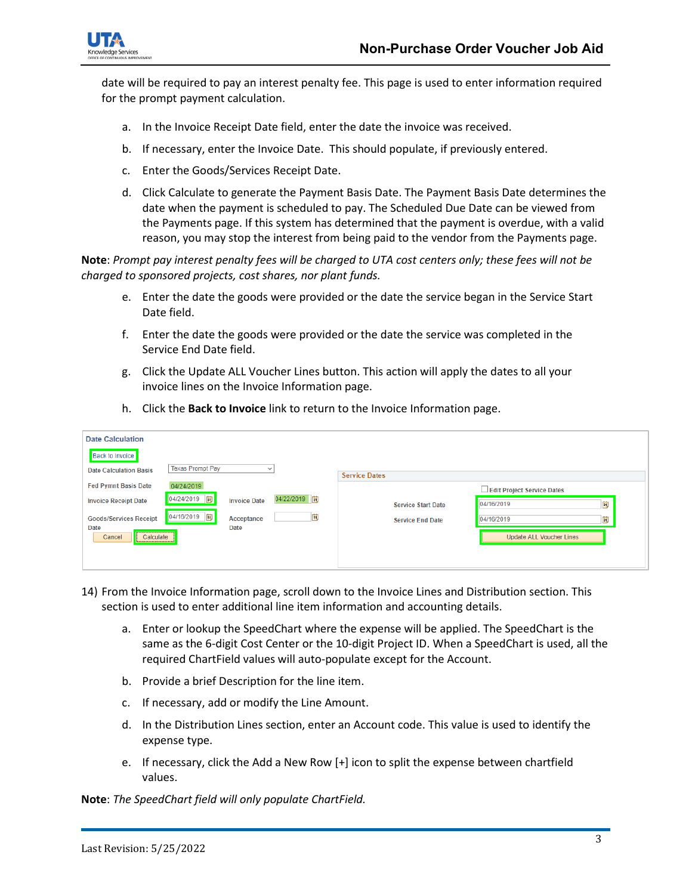date will be required to pay an interest penalty fee. This page is used to enter information required for the prompt payment calculation.

a. In the Invoice Receipt Date field, enter the date the invoice was received.

b. If necessary, enter the Invoice Date. This should populate, if previously entered.

c. Enter the Goods/Services Receipt Date.

d. Click Calculate to generate the Payment Basis Date. The Payment Basis Date determines the date when the payment is scheduled to pay. The Scheduled Due Date can be viewed from the Payments page. If this system has determined that the payment is overdue, with a valid reason, you may stop the interest from being paid to the vendor from the Payments page.

**Note**: *Prompt pay interest penalty fees will be charged to UTA cost centers only; these fees will not be charged to sponsored projects, cost shares, nor plant funds.*

e. Enter the date the goods were provided or the date the service began in the Service Start Date field.

f. Enter the date the goods were provided or the date the service was completed in the Service End Date field.

g. Click the Update ALL Voucher Lines button. This action will apply the dates to all your invoice lines on the Invoice Information page.

h. Click the **Back to Invoice** link to return to the Invoice Information page.

14) From the Invoice Information page, scroll down to the Invoice Lines and Distribution section. This section is used to enter additional line item information and accounting details.

a. Enter or lookup the SpeedChart where the expense will be applied. The SpeedChart is the same as the 6-digit Cost Center or the 10-digit Project ID. When a SpeedChart is used, all the required ChartField values will auto-populate except for the Account.

b. Provide a brief Description for the line item.

c. If necessary, add or modify the Line Amount.

d. In the Distribution Lines section, enter an Account code. This value is used to identify the expense type.

e. If necessary, click the Add a New Row [+] icon to split the expense between chartfield values.

**Note**: *The SpeedChart field will only populate ChartField.*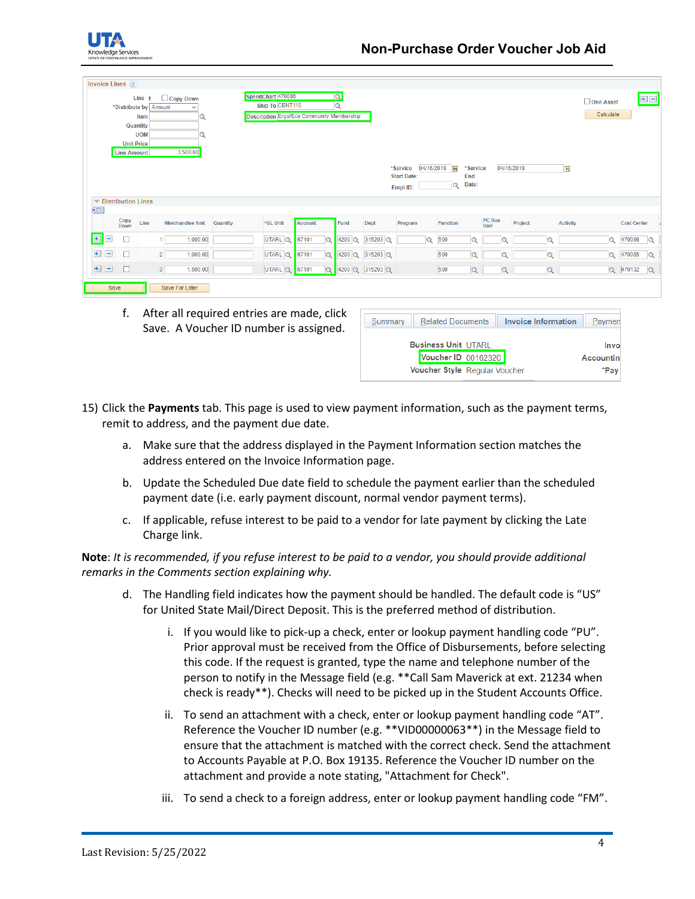f. After all required entries are made, click Save. A Voucher ID number is assigned.

15) Click the **Payments** tab. This page is used to view payment information, such as the payment terms, remit to address, and the payment due date.

  a. Make sure that the address displayed in the Payment Information section matches the address entered on the Invoice Information page.

  b. Update the Scheduled Due date field to schedule the payment earlier than the scheduled payment date (i.e. early payment discount, normal vendor payment terms).

  c. If applicable, refuse interest to be paid to a vendor for late payment by clicking the Late Charge link.

**Note**: *It is recommended, if you refuse interest to be paid to a vendor, you should provide additional remarks in the Comments section explaining why.*

  d. The Handling field indicates how the payment should be handled. The default code is "US" for United State Mail/Direct Deposit. This is the preferred method of distribution.

    i. If you would like to pick-up a check, enter or lookup payment handling code "PU". Prior approval must be received from the Office of Disbursements, before selecting this code. If the request is granted, type the name and telephone number of the person to notify in the Message field (e.g. **Call Sam Maverick at ext. 21234 when check is ready**). Checks will need to be picked up in the Student Accounts Office.

    ii. To send an attachment with a check, enter or lookup payment handling code "AT". Reference the Voucher ID number (e.g. **VID00000063**) in the Message field to ensure that the attachment is matched with the correct check. Send the attachment to Accounts Payable at P.O. Box 19135. Reference the Voucher ID number on the attachment and provide a note stating, "Attachment for Check".

    iii. To send a check to a foreign address, enter or lookup payment handling code "FM".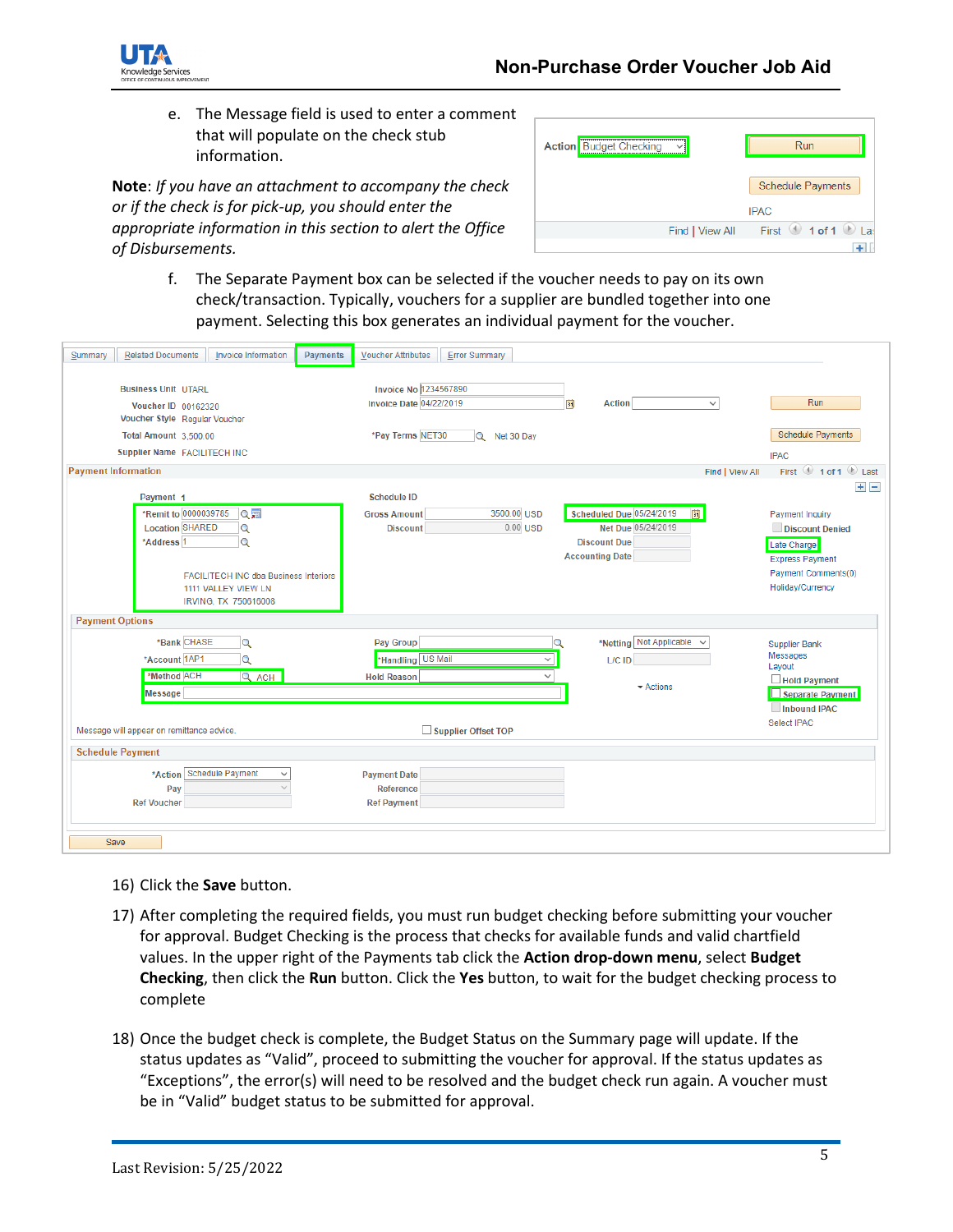e. The Message field is used to enter a comment that will populate on the check stub information.

**Note**: *If you have an attachment to accompany the check or if the check is for pick-up, you should enter the appropriate information in this section to alert the Office of Disbursements.*

f. The Separate Payment box can be selected if the voucher needs to pay on its own check/transaction. Typically, vouchers for a supplier are bundled together into one payment. Selecting this box generates an individual payment for the voucher.

16) Click the **Save** button.

17) After completing the required fields, you must run budget checking before submitting your voucher for approval. Budget Checking is the process that checks for available funds and valid chartfield values. In the upper right of the Payments tab click the **Action drop-down menu**, select **Budget Checking**, then click the **Run** button. Click the **Yes** button, to wait for the budget checking process to complete

18) Once the budget check is complete, the Budget Status on the Summary page will update. If the status updates as "Valid", proceed to submitting the voucher for approval. If the status updates as "Exceptions", the error(s) will need to be resolved and the budget check run again. A voucher must be in "Valid" budget status to be submitted for approval.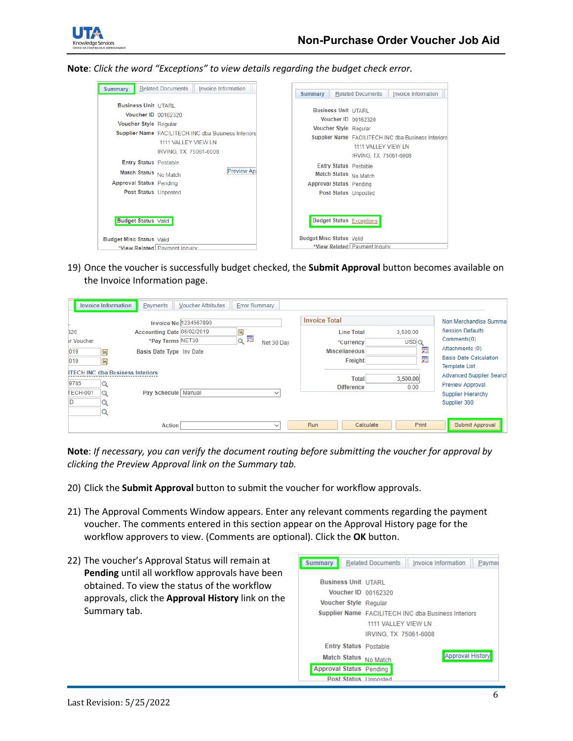**Note**: *Click the word "Exceptions" to view details regarding the budget check error.*

19) Once the voucher is successfully budget checked, the **Submit Approval** button becomes available on the Invoice Information page.

**Note**: *If necessary, you can verify the document routing before submitting the voucher for approval by clicking the Preview Approval link on the Summary tab.*

20) Click the **Submit Approval** button to submit the voucher for workflow approvals.

21) The Approval Comments Window appears. Enter any relevant comments regarding the payment voucher. The comments entered in this section appear on the Approval History page for the workflow approvers to view. (Comments are optional). Click the **OK** button.

22) The voucher's Approval Status will remain at **Pending** until all workflow approvals have been obtained. To view the status of the workflow approvals, click the **Approval History** link on the Summary tab.

Last Revision: 5/25/2022